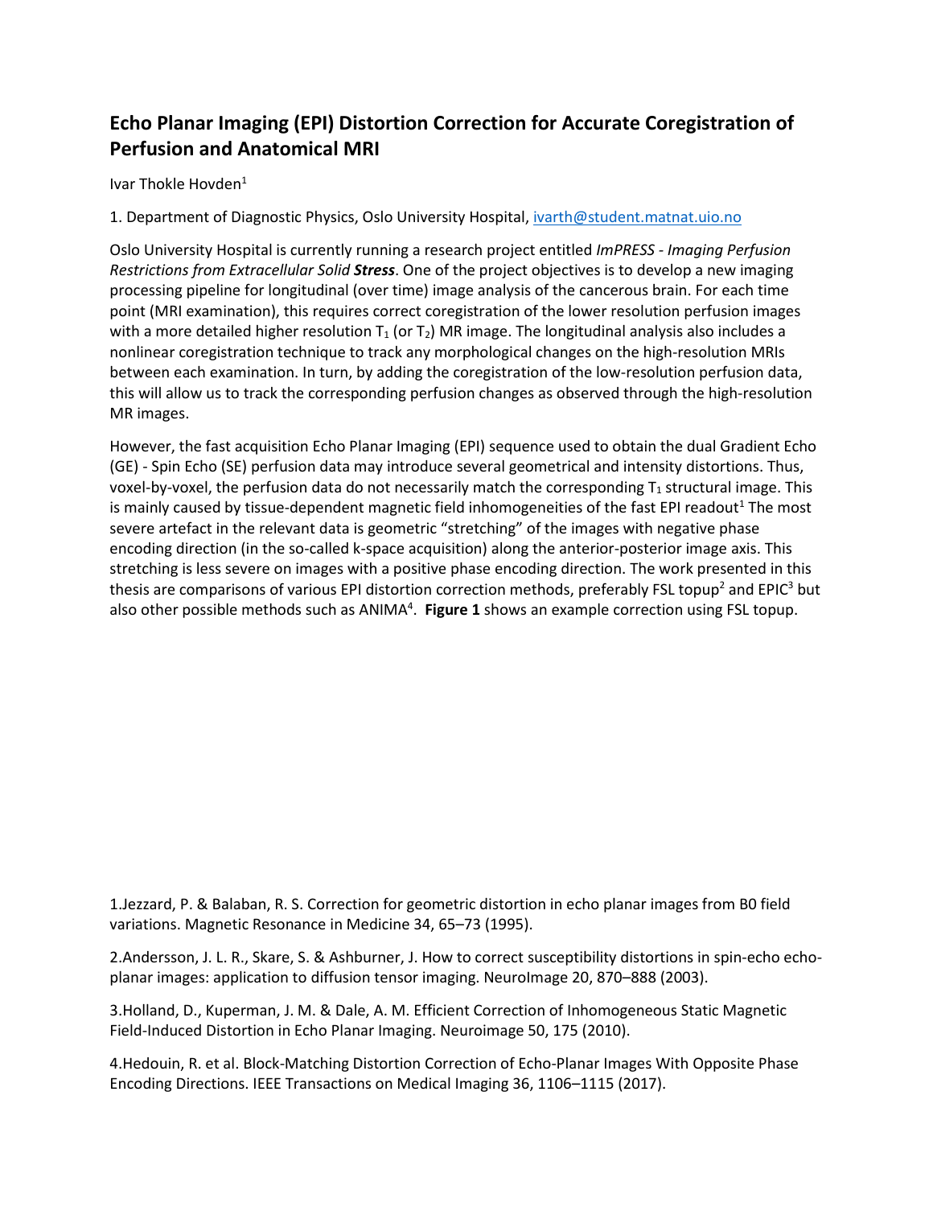# Echo Planar Imaging (EPI) Distortion Correction for Accurate Coregistration of Perfusion and Anatomical MRI

Ivar Thokle Hovden[1]

1. Department of Diagnostic Physics, Oslo University Hospital, ivarth@student.matnat.uio.no

Oslo University Hospital is currently running a research project entitled *ImPRESS - Imaging Perfusion Restrictions from Extracellular Solid* ***Stress***. One of the project objectives is to develop a new imaging processing pipeline for longitudinal (over time) image analysis of the cancerous brain. For each time point (MRI examination), this requires correct coregistration of the lower resolution perfusion images with a more detailed higher resolution $T_1$ (or $T_2$) MR image. The longitudinal analysis also includes a nonlinear coregistration technique to track any morphological changes on the high-resolution MRIs between each examination. In turn, by adding the coregistration of the low-resolution perfusion data, this will allow us to track the corresponding perfusion changes as observed through the high-resolution MR images.

However, the fast acquisition Echo Planar Imaging (EPI) sequence used to obtain the dual Gradient Echo (GE) - Spin Echo (SE) perfusion data may introduce several geometrical and intensity distortions. Thus, voxel-by-voxel, the perfusion data do not necessarily match the corresponding $T_1$ structural image. This is mainly caused by tissue-dependent magnetic field inhomogeneities of the fast EPI readout[1] The most severe artefact in the relevant data is geometric "stretching" of the images with negative phase encoding direction (in the so-called k-space acquisition) along the anterior-posterior image axis. This stretching is less severe on images with a positive phase encoding direction. The work presented in this thesis are comparisons of various EPI distortion correction methods, preferably FSL topup[2] and EPIC[3] but also other possible methods such as ANIMA[4]. **Figure 1** shows an example correction using FSL topup.

1.Jezzard, P. & Balaban, R. S. Correction for geometric distortion in echo planar images from B0 field variations. Magnetic Resonance in Medicine 34, 65–73 (1995).

2.Andersson, J. L. R., Skare, S. & Ashburner, J. How to correct susceptibility distortions in spin-echo echo-planar images: application to diffusion tensor imaging. NeuroImage 20, 870–888 (2003).

3.Holland, D., Kuperman, J. M. & Dale, A. M. Efficient Correction of Inhomogeneous Static Magnetic Field-Induced Distortion in Echo Planar Imaging. Neuroimage 50, 175 (2010).

4.Hedouin, R. et al. Block-Matching Distortion Correction of Echo-Planar Images With Opposite Phase Encoding Directions. IEEE Transactions on Medical Imaging 36, 1106–1115 (2017).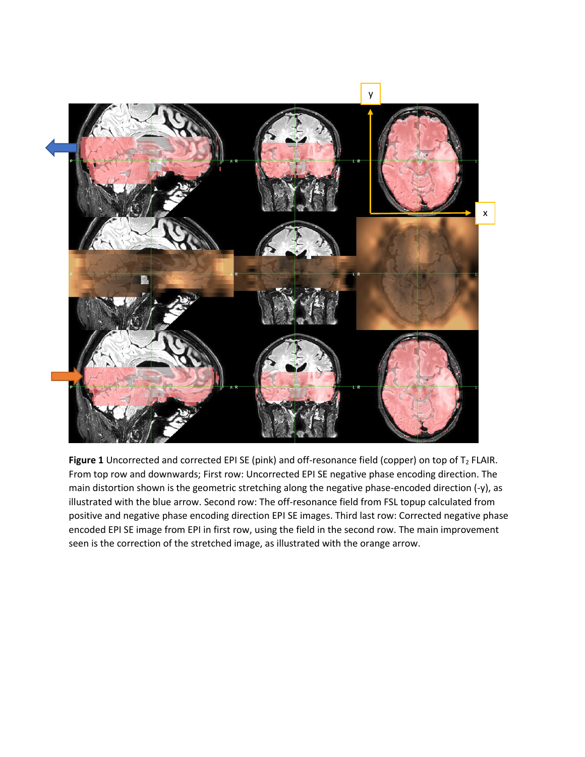**Figure 1** Uncorrected and corrected EPI SE (pink) and off-resonance field (copper) on top of $T_2$ FLAIR. From top row and downwards; First row: Uncorrected EPI SE negative phase encoding direction. The main distortion shown is the geometric stretching along the negative phase-encoded direction (-y), as illustrated with the blue arrow. Second row: The off-resonance field from FSL topup calculated from positive and negative phase encoding direction EPI SE images. Third last row: Corrected negative phase encoded EPI SE image from EPI in first row, using the field in the second row. The main improvement seen is the correction of the stretched image, as illustrated with the orange arrow.